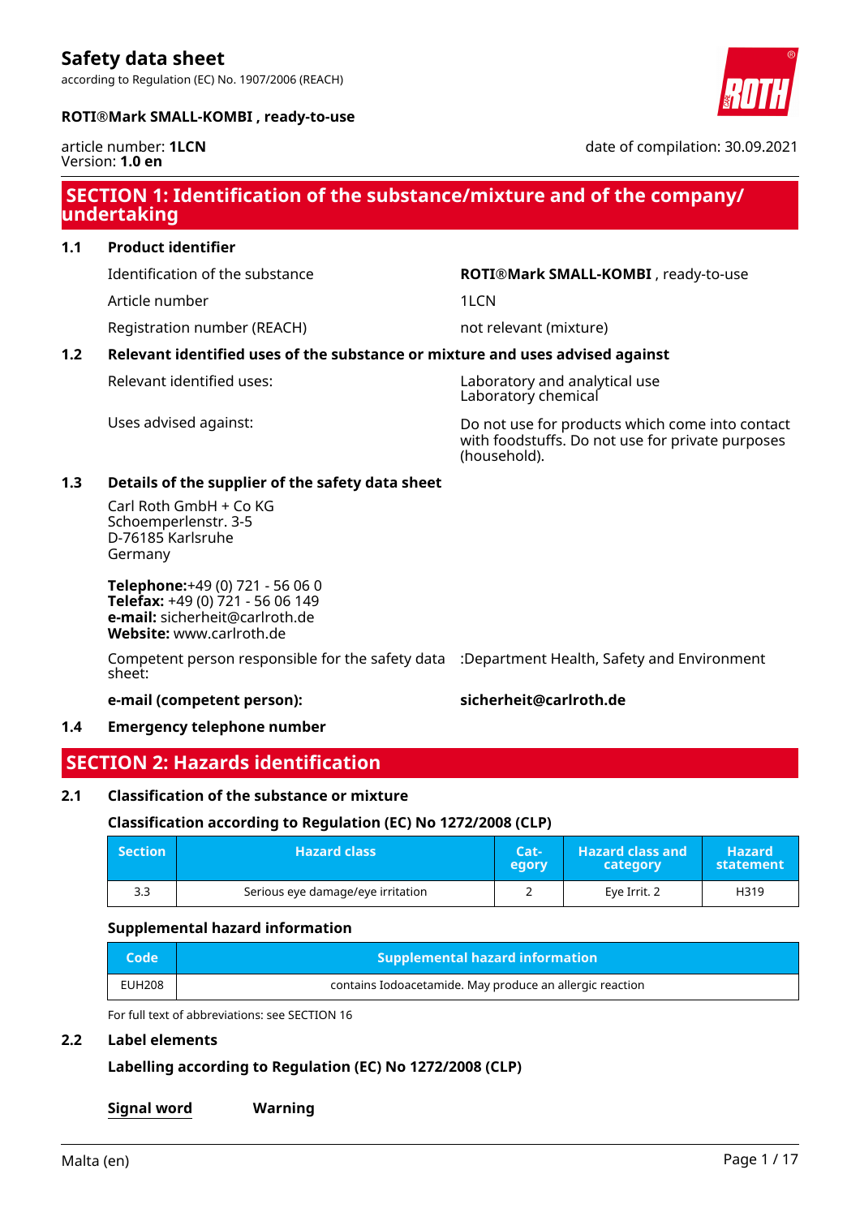# Safety data sheet

according to Regulation (EC) No. 1907/2006 (REACH)

**ROTI®Mark SMALL-KOMBI , ready-to-use**

article number: **1LCN**
Version: **1.0 en**

date of compilation: 30.09.2021

## SECTION 1: Identification of the substance/mixture and of the company/ undertaking

### 1.1 Product identifier

| | |
|---|---|
| Identification of the substance | **ROTI®Mark SMALL-KOMBI** , ready-to-use |
| Article number | 1LCN |
| Registration number (REACH) | not relevant (mixture) |

### 1.2 Relevant identified uses of the substance or mixture and uses advised against

| | |
|---|---|
| Relevant identified uses: | Laboratory and analytical use<br>Laboratory chemical |
| Uses advised against: | Do not use for products which come into contact with foodstuffs. Do not use for private purposes (household). |

### 1.3 Details of the supplier of the safety data sheet

Carl Roth GmbH + Co KG
Schoemperlenstr. 3-5
D-76185 Karlsruhe
Germany

**Telephone:**+49 (0) 721 - 56 06 0
**Telefax:** +49 (0) 721 - 56 06 149
**e-mail:** sicherheit@carlroth.de
**Website:** www.carlroth.de

| | |
|---|---|
| Competent person responsible for the safety data sheet: | :Department Health, Safety and Environment |
| **e-mail (competent person):** | **sicherheit@carlroth.de** |

### 1.4 Emergency telephone number

## SECTION 2: Hazards identification

### 2.1 Classification of the substance or mixture

**Classification according to Regulation (EC) No 1272/2008 (CLP)**

| Section | Hazard class | Cat-egory | Hazard class and category | Hazard statement |
|---|---|---|---|---|
| 3.3 | Serious eye damage/eye irritation | 2 | Eye Irrit. 2 | H319 |

**Supplemental hazard information**

| Code | Supplemental hazard information |
|---|---|
| EUH208 | contains Iodoacetamide. May produce an allergic reaction |

For full text of abbreviations: see SECTION 16

### 2.2 Label elements

**Labelling according to Regulation (EC) No 1272/2008 (CLP)**

**Signal word** **Warning**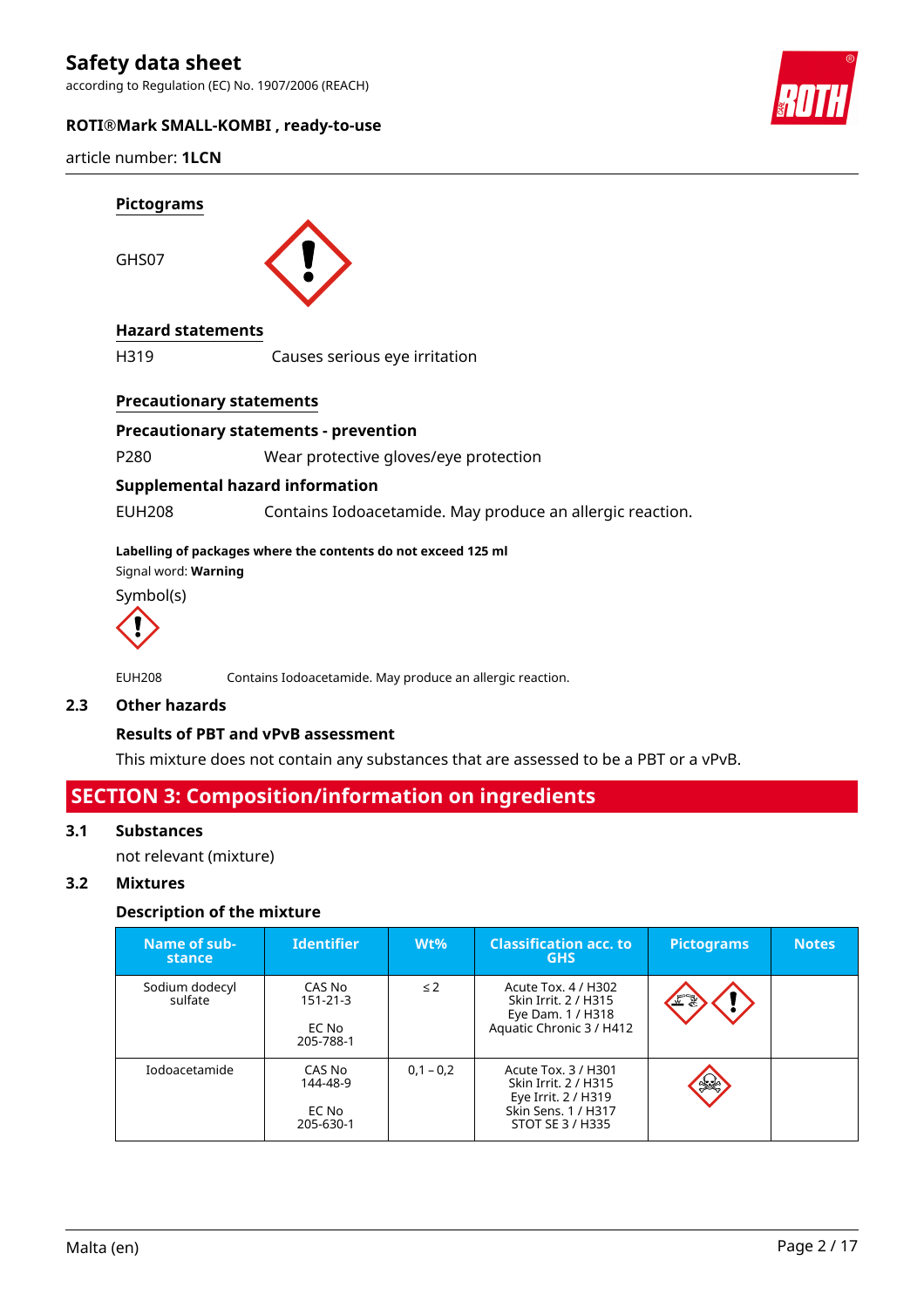#### Pictograms

GHS07

#### Hazard statements

H319 Causes serious eye irritation

#### Precautionary statements

**Precautionary statements - prevention**

P280 Wear protective gloves/eye protection

**Supplemental hazard information**

EUH208 Contains Iodoacetamide. May produce an allergic reaction.

**Labelling of packages where the contents do not exceed 125 ml**

Signal word: **Warning**

Symbol(s)

EUH208 Contains Iodoacetamide. May produce an allergic reaction.

### 2.3 Other hazards

**Results of PBT and vPvB assessment**

This mixture does not contain any substances that are assessed to be a PBT or a vPvB.

## SECTION 3: Composition/information on ingredients

### 3.1 Substances

not relevant (mixture)

### 3.2 Mixtures

**Description of the mixture**

| Name of substance | Identifier | Wt% | Classification acc. to GHS | Pictograms | Notes |
|---|---|---|---|---|---|
| Sodium dodecyl sulfate | CAS No 151-21-3<br><br>EC No 205-788-1 | ≤ 2 | Acute Tox. 4 / H302<br>Skin Irrit. 2 / H315<br>Eye Dam. 1 / H318<br>Aquatic Chronic 3 / H412 | | |
| Iodoacetamide | CAS No 144-48-9<br><br>EC No 205-630-1 | 0,1 – 0,2 | Acute Tox. 3 / H301<br>Skin Irrit. 2 / H315<br>Eye Irrit. 2 / H319<br>Skin Sens. 1 / H317<br>STOT SE 3 / H335 | | |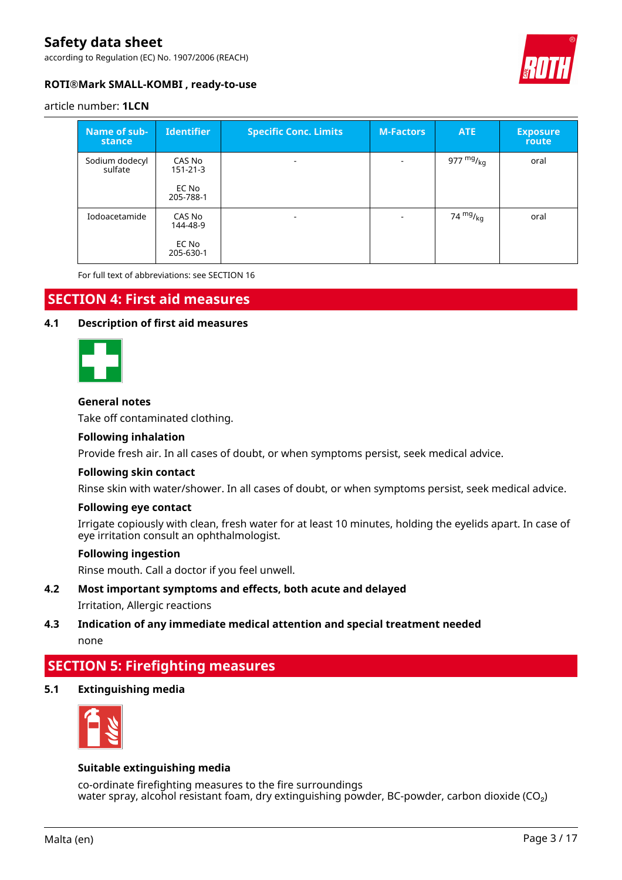| Name of substance | Identifier | Specific Conc. Limits | M-Factors | ATE | Exposure route |
|---|---|---|---|---|---|
| Sodium dodecyl sulfate | CAS No 151-21-3<br><br>EC No 205-788-1 | - | - | 977 $^{mg}/_{kg}$ | oral |
| Iodoacetamide | CAS No 144-48-9<br><br>EC No 205-630-1 | - | - | 74 $^{mg}/_{kg}$ | oral |

For full text of abbreviations: see SECTION 16

## SECTION 4: First aid measures

### 4.1 Description of first aid measures

**General notes**

Take off contaminated clothing.

**Following inhalation**

Provide fresh air. In all cases of doubt, or when symptoms persist, seek medical advice.

**Following skin contact**

Rinse skin with water/shower. In all cases of doubt, or when symptoms persist, seek medical advice.

**Following eye contact**

Irrigate copiously with clean, fresh water for at least 10 minutes, holding the eyelids apart. In case of eye irritation consult an ophthalmologist.

**Following ingestion**

Rinse mouth. Call a doctor if you feel unwell.

### 4.2 Most important symptoms and effects, both acute and delayed

Irritation, Allergic reactions

### 4.3 Indication of any immediate medical attention and special treatment needed

none

## SECTION 5: Firefighting measures

### 5.1 Extinguishing media

**Suitable extinguishing media**

co-ordinate firefighting measures to the fire surroundings
water spray, alcohol resistant foam, dry extinguishing powder, BC-powder, carbon dioxide ($CO_2$)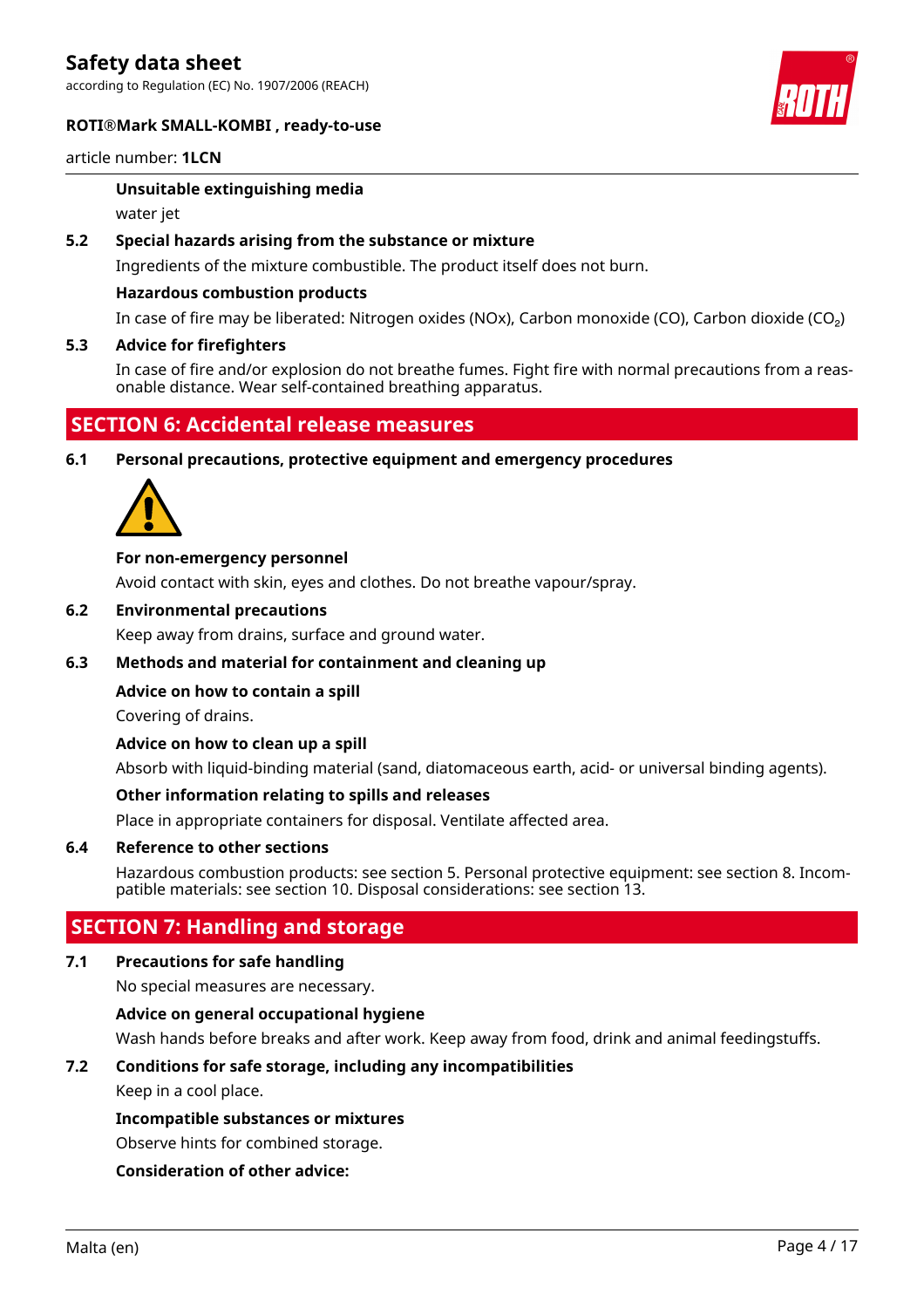**Unsuitable extinguishing media**

water jet

### 5.2 Special hazards arising from the substance or mixture

Ingredients of the mixture combustible. The product itself does not burn.

**Hazardous combustion products**

In case of fire may be liberated: Nitrogen oxides (NOx), Carbon monoxide (CO), Carbon dioxide ($CO_2$)

### 5.3 Advice for firefighters

In case of fire and/or explosion do not breathe fumes. Fight fire with normal precautions from a reasonable distance. Wear self-contained breathing apparatus.

## SECTION 6: Accidental release measures

### 6.1 Personal precautions, protective equipment and emergency procedures

**For non-emergency personnel**

Avoid contact with skin, eyes and clothes. Do not breathe vapour/spray.

### 6.2 Environmental precautions

Keep away from drains, surface and ground water.

### 6.3 Methods and material for containment and cleaning up

**Advice on how to contain a spill**

Covering of drains.

**Advice on how to clean up a spill**

Absorb with liquid-binding material (sand, diatomaceous earth, acid- or universal binding agents).

**Other information relating to spills and releases**

Place in appropriate containers for disposal. Ventilate affected area.

### 6.4 Reference to other sections

Hazardous combustion products: see section 5. Personal protective equipment: see section 8. Incompatible materials: see section 10. Disposal considerations: see section 13.

## SECTION 7: Handling and storage

### 7.1 Precautions for safe handling

No special measures are necessary.

**Advice on general occupational hygiene**

Wash hands before breaks and after work. Keep away from food, drink and animal feedingstuffs.

### 7.2 Conditions for safe storage, including any incompatibilities

Keep in a cool place.

**Incompatible substances or mixtures**

Observe hints for combined storage.

**Consideration of other advice:**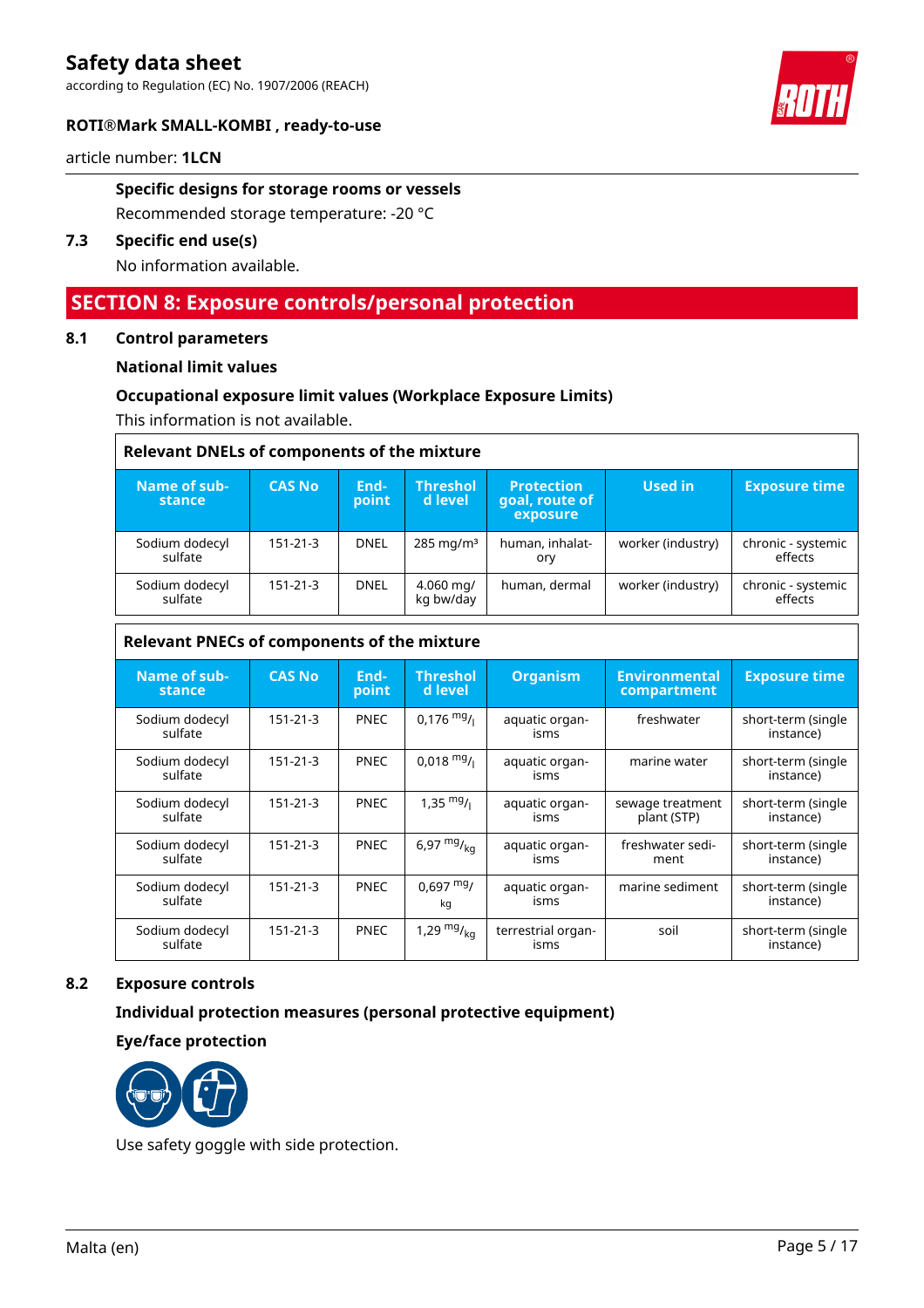**Specific designs for storage rooms or vessels**

Recommended storage temperature: -20 °C

**7.3 Specific end use(s)**

No information available.

## SECTION 8: Exposure controls/personal protection

### 8.1 Control parameters

**National limit values**

**Occupational exposure limit values (Workplace Exposure Limits)**

This information is not available.

**Relevant DNELs of components of the mixture**

| Name of substance | CAS No | Endpoint | Threshold level | Protection goal, route of exposure | Used in | Exposure time |
|---|---|---|---|---|---|---|
| Sodium dodecyl sulfate | 151-21-3 | DNEL | 285 mg/m³ | human, inhalatory | worker (industry) | chronic - systemic effects |
| Sodium dodecyl sulfate | 151-21-3 | DNEL | 4.060 mg/kg bw/day | human, dermal | worker (industry) | chronic - systemic effects |

**Relevant PNECs of components of the mixture**

| Name of substance | CAS No | Endpoint | Threshold level | Organism | Environmental compartment | Exposure time |
|---|---|---|---|---|---|---|
| Sodium dodecyl sulfate | 151-21-3 | PNEC | 0,176 $^{mg}/_{l}$ | aquatic organisms | freshwater | short-term (single instance) |
| Sodium dodecyl sulfate | 151-21-3 | PNEC | 0,018 $^{mg}/_{l}$ | aquatic organisms | marine water | short-term (single instance) |
| Sodium dodecyl sulfate | 151-21-3 | PNEC | 1,35 $^{mg}/_{l}$ | aquatic organisms | sewage treatment plant (STP) | short-term (single instance) |
| Sodium dodecyl sulfate | 151-21-3 | PNEC | 6,97 $^{mg}/_{kg}$ | aquatic organisms | freshwater sediment | short-term (single instance) |
| Sodium dodecyl sulfate | 151-21-3 | PNEC | 0,697 $^{mg}/_{kg}$ | aquatic organisms | marine sediment | short-term (single instance) |
| Sodium dodecyl sulfate | 151-21-3 | PNEC | 1,29 $^{mg}/_{kg}$ | terrestrial organisms | soil | short-term (single instance) |

### 8.2 Exposure controls

**Individual protection measures (personal protective equipment)**

**Eye/face protection**

Use safety goggle with side protection.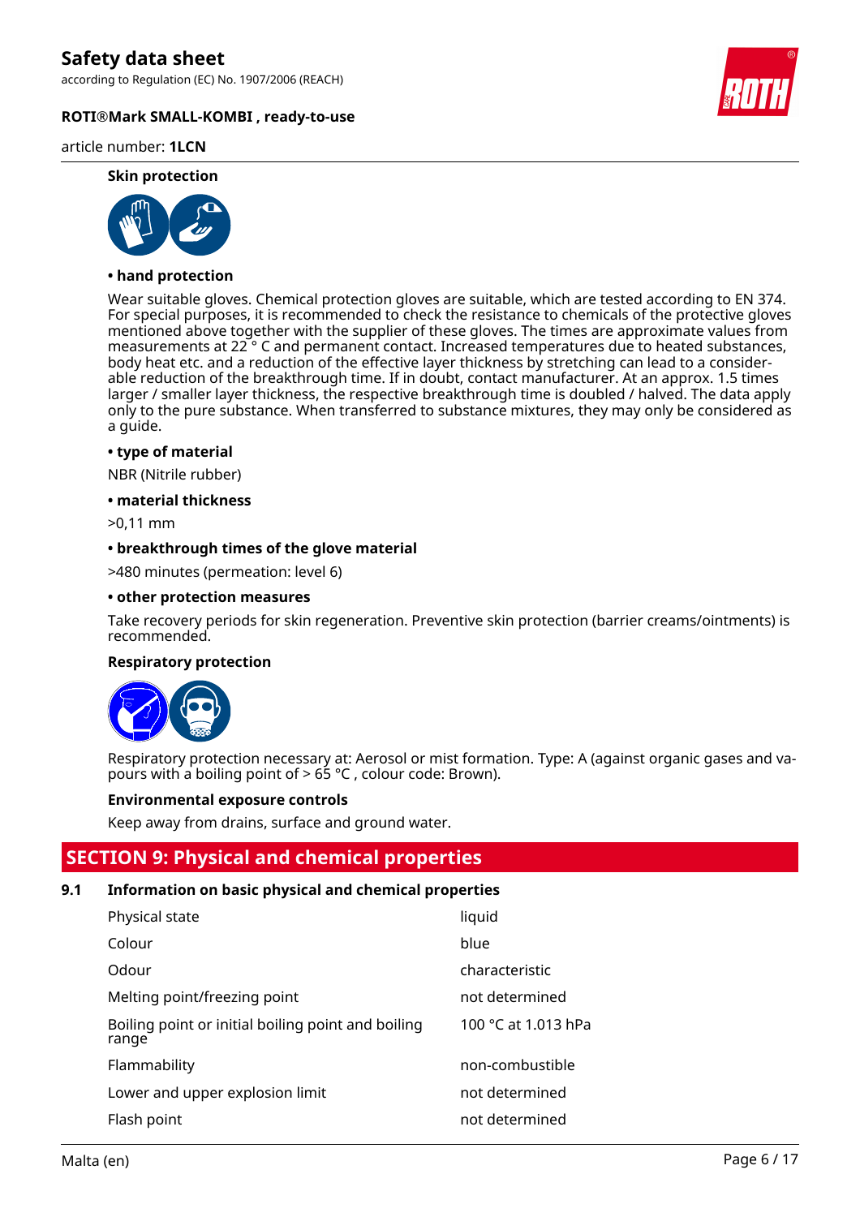### Skin protection

**• hand protection**

Wear suitable gloves. Chemical protection gloves are suitable, which are tested according to EN 374. For special purposes, it is recommended to check the resistance to chemicals of the protective gloves mentioned above together with the supplier of these gloves. The times are approximate values from measurements at 22 ° C and permanent contact. Increased temperatures due to heated substances, body heat etc. and a reduction of the effective layer thickness by stretching can lead to a considerable reduction of the breakthrough time. If in doubt, contact manufacturer. At an approx. 1.5 times larger / smaller layer thickness, the respective breakthrough time is doubled / halved. The data apply only to the pure substance. When transferred to substance mixtures, they may only be considered as a guide.

**• type of material**

NBR (Nitrile rubber)

**• material thickness**

>0,11 mm

**• breakthrough times of the glove material**

>480 minutes (permeation: level 6)

**• other protection measures**

Take recovery periods for skin regeneration. Preventive skin protection (barrier creams/ointments) is recommended.

### Respiratory protection

Respiratory protection necessary at: Aerosol or mist formation. Type: A (against organic gases and vapours with a boiling point of > 65 °C , colour code: Brown).

### Environmental exposure controls

Keep away from drains, surface and ground water.

## SECTION 9: Physical and chemical properties

### 9.1 Information on basic physical and chemical properties

| | |
|---|---|
| Physical state | liquid |
| Colour | blue |
| Odour | characteristic |
| Melting point/freezing point | not determined |
| Boiling point or initial boiling point and boiling range | 100 °C at 1.013 hPa |
| Flammability | non-combustible |
| Lower and upper explosion limit | not determined |
| Flash point | not determined |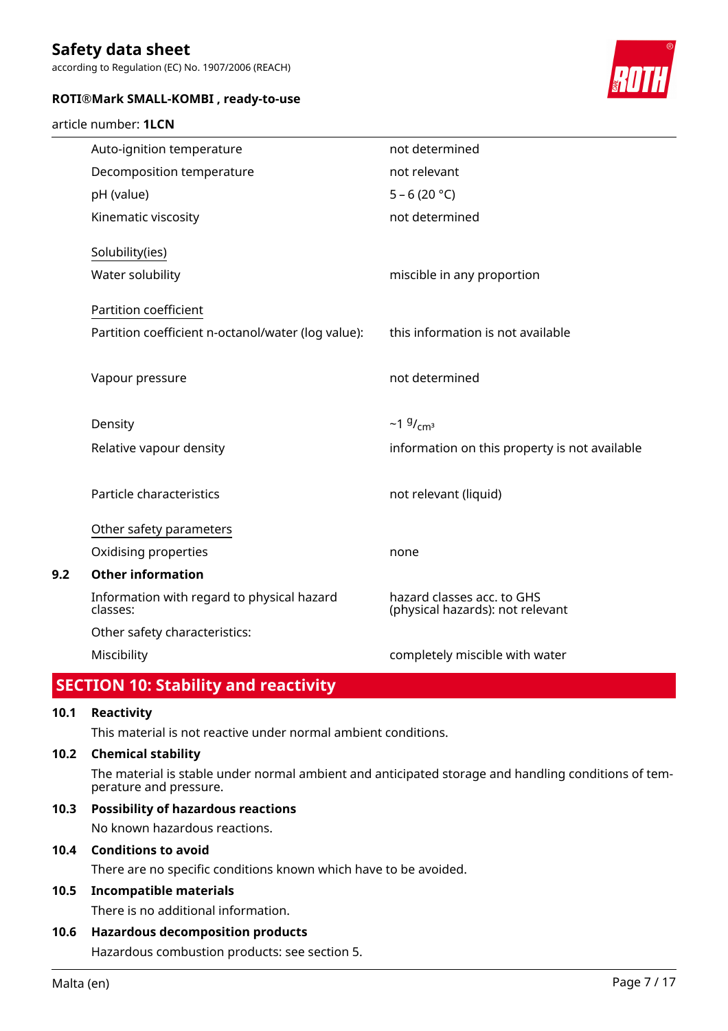| | |
|---|---|
| Auto-ignition temperature | not determined |
| Decomposition temperature | not relevant |
| pH (value) | 5 – 6 (20 °C) |
| Kinematic viscosity | not determined |

Solubility(ies)

| | |
|---|---|
| Water solubility | miscible in any proportion |

Partition coefficient

| | |
|---|---|
| Partition coefficient n-octanol/water (log value): | this information is not available |
| Vapour pressure | not determined |
| Density | ~1 $^{g}/_{cm^3}$ |
| Relative vapour density | information on this property is not available |
| Particle characteristics | not relevant (liquid) |

Other safety parameters

| | |
|---|---|
| Oxidising properties | none |

### 9.2 Other information

| | |
|---|---|
| Information with regard to physical hazard classes: | hazard classes acc. to GHS (physical hazards): not relevant |
| Other safety characteristics: | |
| Miscibility | completely miscible with water |

## SECTION 10: Stability and reactivity

### 10.1 Reactivity

This material is not reactive under normal ambient conditions.

### 10.2 Chemical stability

The material is stable under normal ambient and anticipated storage and handling conditions of temperature and pressure.

### 10.3 Possibility of hazardous reactions

No known hazardous reactions.

### 10.4 Conditions to avoid

There are no specific conditions known which have to be avoided.

### 10.5 Incompatible materials

There is no additional information.

### 10.6 Hazardous decomposition products

Hazardous combustion products: see section 5.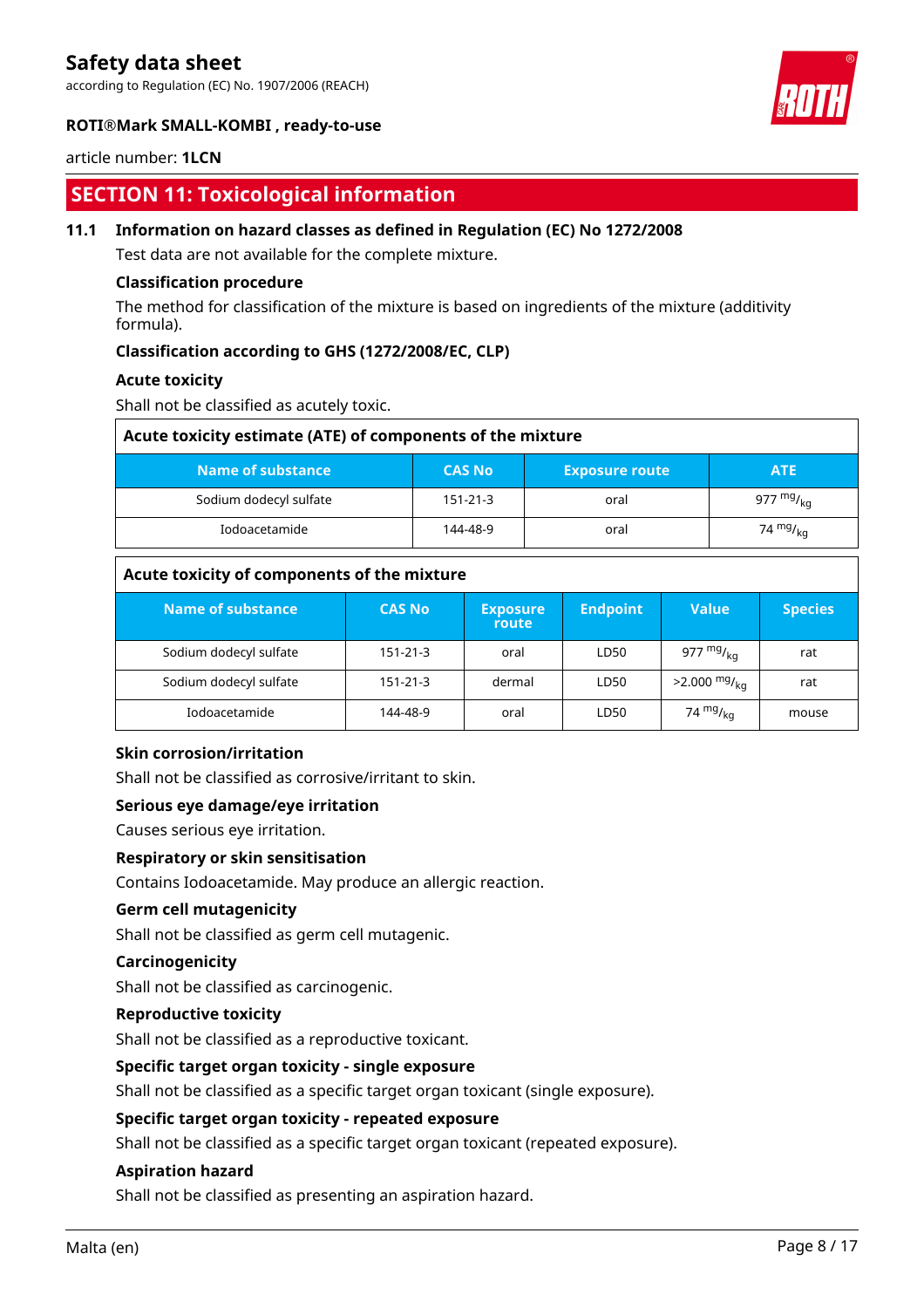## SECTION 11: Toxicological information

### 11.1 Information on hazard classes as defined in Regulation (EC) No 1272/2008

Test data are not available for the complete mixture.

**Classification procedure**

The method for classification of the mixture is based on ingredients of the mixture (additivity formula).

**Classification according to GHS (1272/2008/EC, CLP)**

**Acute toxicity**

Shall not be classified as acutely toxic.

**Acute toxicity estimate (ATE) of components of the mixture**

| Name of substance | CAS No | Exposure route | ATE |
|---|---|---|---|
| Sodium dodecyl sulfate | 151-21-3 | oral | 977 $^{mg}/_{kg}$ |
| Iodoacetamide | 144-48-9 | oral | 74 $^{mg}/_{kg}$ |

**Acute toxicity of components of the mixture**

| Name of substance | CAS No | Exposure route | Endpoint | Value | Species |
|---|---|---|---|---|---|
| Sodium dodecyl sulfate | 151-21-3 | oral | LD50 | 977 $^{mg}/_{kg}$ | rat |
| Sodium dodecyl sulfate | 151-21-3 | dermal | LD50 | >2.000 $^{mg}/_{kg}$ | rat |
| Iodoacetamide | 144-48-9 | oral | LD50 | 74 $^{mg}/_{kg}$ | mouse |

**Skin corrosion/irritation**

Shall not be classified as corrosive/irritant to skin.

**Serious eye damage/eye irritation**

Causes serious eye irritation.

**Respiratory or skin sensitisation**

Contains Iodoacetamide. May produce an allergic reaction.

**Germ cell mutagenicity**

Shall not be classified as germ cell mutagenic.

**Carcinogenicity**

Shall not be classified as carcinogenic.

**Reproductive toxicity**

Shall not be classified as a reproductive toxicant.

**Specific target organ toxicity - single exposure**

Shall not be classified as a specific target organ toxicant (single exposure).

**Specific target organ toxicity - repeated exposure**

Shall not be classified as a specific target organ toxicant (repeated exposure).

**Aspiration hazard**

Shall not be classified as presenting an aspiration hazard.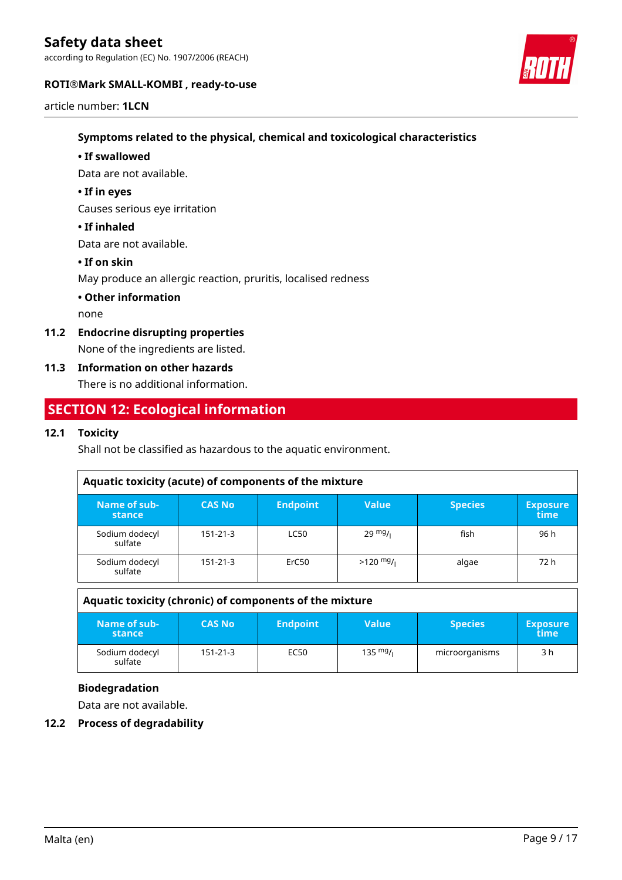**Symptoms related to the physical, chemical and toxicological characteristics**

**• If swallowed**

Data are not available.

**• If in eyes**

Causes serious eye irritation

**• If inhaled**

Data are not available.

**• If on skin**

May produce an allergic reaction, pruritis, localised redness

**• Other information**

none

### 11.2 Endocrine disrupting properties

None of the ingredients are listed.

### 11.3 Information on other hazards

There is no additional information.

## SECTION 12: Ecological information

### 12.1 Toxicity

Shall not be classified as hazardous to the aquatic environment.

**Aquatic toxicity (acute) of components of the mixture**

| Name of substance | CAS No | Endpoint | Value | Species | Exposure time |
|---|---|---|---|---|---|
| Sodium dodecyl sulfate | 151-21-3 | LC50 | 29 mg/l | fish | 96 h |
| Sodium dodecyl sulfate | 151-21-3 | ErC50 | >120 mg/l | algae | 72 h |

**Aquatic toxicity (chronic) of components of the mixture**

| Name of substance | CAS No | Endpoint | Value | Species | Exposure time |
|---|---|---|---|---|---|
| Sodium dodecyl sulfate | 151-21-3 | EC50 | 135 mg/l | microorganisms | 3 h |

**Biodegradation**

Data are not available.

### 12.2 Process of degradability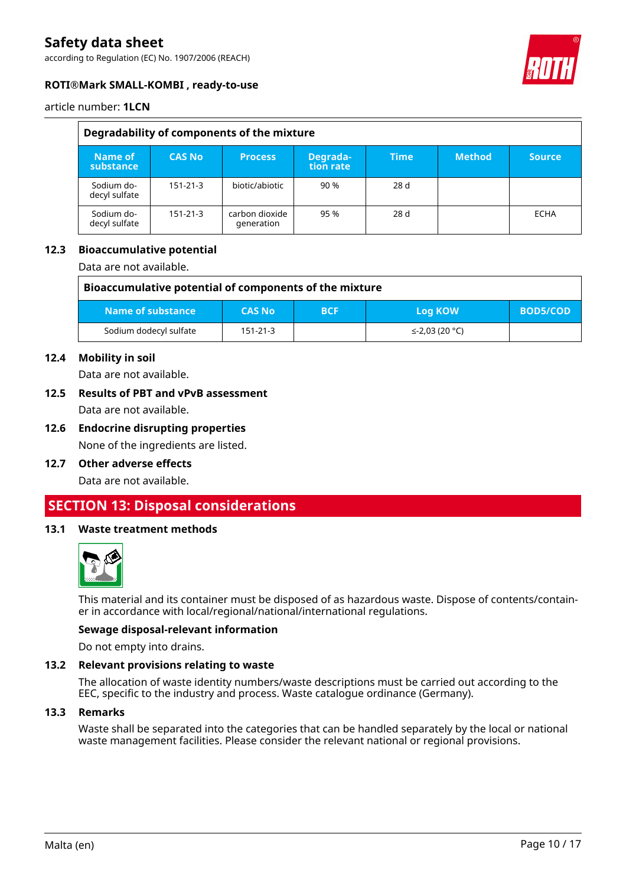| Degradability of components of the mixture | | | | | | |
|---|---|---|---|---|---|---|
| Name of substance | CAS No | Process | Degrada-tion rate | Time | Method | Source |
| Sodium do-decyl sulfate | 151-21-3 | biotic/abiotic | 90 % | 28 d | | |
| Sodium do-decyl sulfate | 151-21-3 | carbon dioxide generation | 95 % | 28 d | | ECHA |

## 12.3 Bioaccumulative potential

Data are not available.

| Bioaccumulative potential of components of the mixture | | | | |
|---|---|---|---|---|
| Name of substance | CAS No | BCF | Log KOW | BOD5/COD |
| Sodium dodecyl sulfate | 151-21-3 | | ≤-2,03 (20 °C) | |

## 12.4 Mobility in soil

Data are not available.

## 12.5 Results of PBT and vPvB assessment

Data are not available.

## 12.6 Endocrine disrupting properties

None of the ingredients are listed.

## 12.7 Other adverse effects

Data are not available.

# SECTION 13: Disposal considerations

## 13.1 Waste treatment methods

This material and its container must be disposed of as hazardous waste. Dispose of contents/container in accordance with local/regional/national/international regulations.

### Sewage disposal-relevant information

Do not empty into drains.

## 13.2 Relevant provisions relating to waste

The allocation of waste identity numbers/waste descriptions must be carried out according to the EEC, specific to the industry and process. Waste catalogue ordinance (Germany).

## 13.3 Remarks

Waste shall be separated into the categories that can be handled separately by the local or national waste management facilities. Please consider the relevant national or regional provisions.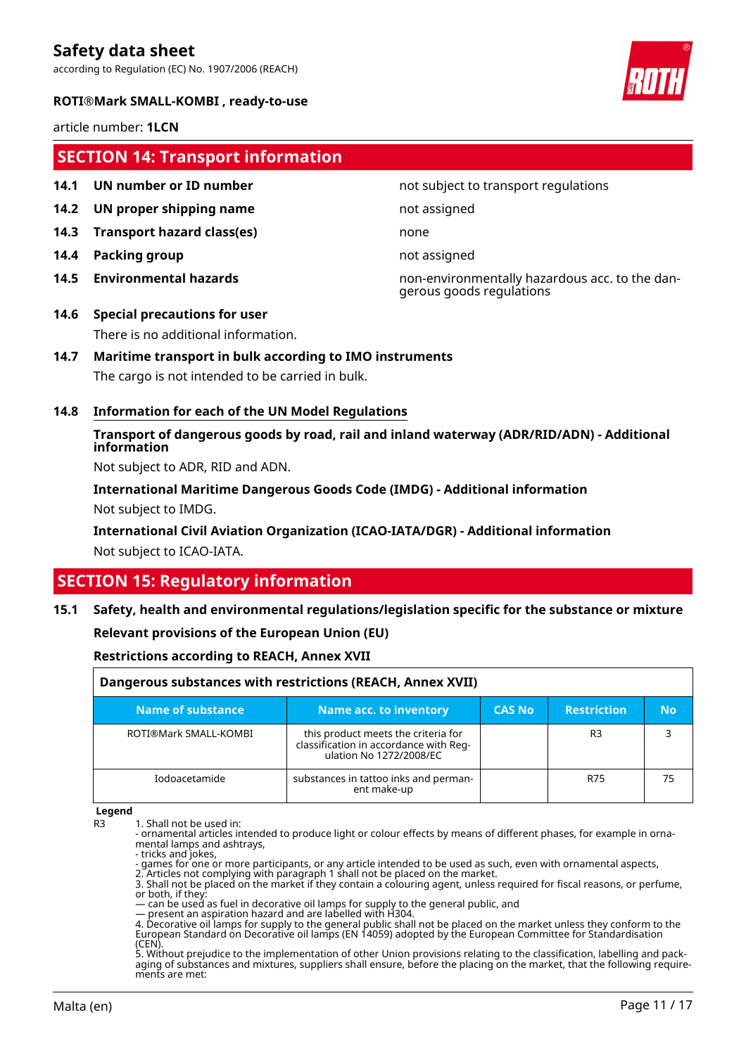## SECTION 14: Transport information

| | | |
|---|---|---|
| **14.1** | **UN number or ID number** | not subject to transport regulations |
| **14.2** | **UN proper shipping name** | not assigned |
| **14.3** | **Transport hazard class(es)** | none |
| **14.4** | **Packing group** | not assigned |
| **14.5** | **Environmental hazards** | non-environmentally hazardous acc. to the dangerous goods regulations |

**14.6 Special precautions for user**

There is no additional information.

**14.7 Maritime transport in bulk according to IMO instruments**

The cargo is not intended to be carried in bulk.

**14.8 Information for each of the UN Model Regulations**

**Transport of dangerous goods by road, rail and inland waterway (ADR/RID/ADN) - Additional information**

Not subject to ADR, RID and ADN.

**International Maritime Dangerous Goods Code (IMDG) - Additional information**

Not subject to IMDG.

**International Civil Aviation Organization (ICAO-IATA/DGR) - Additional information**

Not subject to ICAO-IATA.

## SECTION 15: Regulatory information

**15.1 Safety, health and environmental regulations/legislation specific for the substance or mixture**

**Relevant provisions of the European Union (EU)**

**Restrictions according to REACH, Annex XVII**

**Dangerous substances with restrictions (REACH, Annex XVII)**

| Name of substance | Name acc. to inventory | CAS No | Restriction | No |
|---|---|---|---|---|
| ROTI®Mark SMALL-KOMBI | this product meets the criteria for classification in accordance with Regulation No 1272/2008/EC | | R3 | 3 |
| Iodoacetamide | substances in tattoo inks and permanent make-up | | R75 | 75 |

**Legend**

R3 1. Shall not be used in:
- ornamental articles intended to produce light or colour effects by means of different phases, for example in ornamental lamps and ashtrays,
- tricks and jokes,
- games for one or more participants, or any article intended to be used as such, even with ornamental aspects,
2. Articles not complying with paragraph 1 shall not be placed on the market.
3. Shall not be placed on the market if they contain a colouring agent, unless required for fiscal reasons, or perfume, or both, if they:
— can be used as fuel in decorative oil lamps for supply to the general public, and
— present an aspiration hazard and are labelled with H304.
4. Decorative oil lamps for supply to the general public shall not be placed on the market unless they conform to the European Standard on Decorative oil lamps (EN 14059) adopted by the European Committee for Standardisation (CEN).
5. Without prejudice to the implementation of other Union provisions relating to the classification, labelling and packaging of substances and mixtures, suppliers shall ensure, before the placing on the market, that the following requirements are met: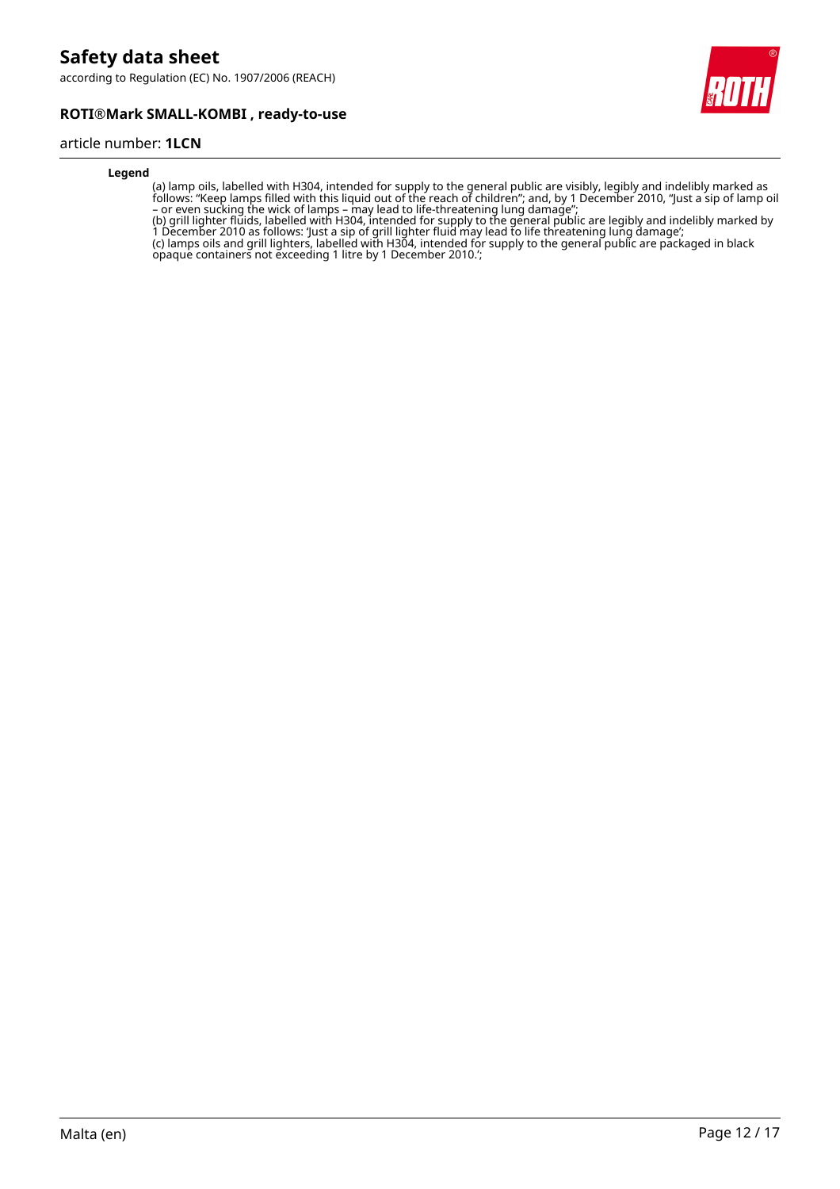**Legend**

(a) lamp oils, labelled with H304, intended for supply to the general public are visibly, legibly and indelibly marked as follows: "Keep lamps filled with this liquid out of the reach of children"; and, by 1 December 2010, "Just a sip of lamp oil – or even sucking the wick of lamps – may lead to life-threatening lung damage";
(b) grill lighter fluids, labelled with H304, intended for supply to the general public are legibly and indelibly marked by 1 December 2010 as follows: 'Just a sip of grill lighter fluid may lead to life threatening lung damage';
(c) lamps oils and grill lighters, labelled with H304, intended for supply to the general public are packaged in black opaque containers not exceeding 1 litre by 1 December 2010.';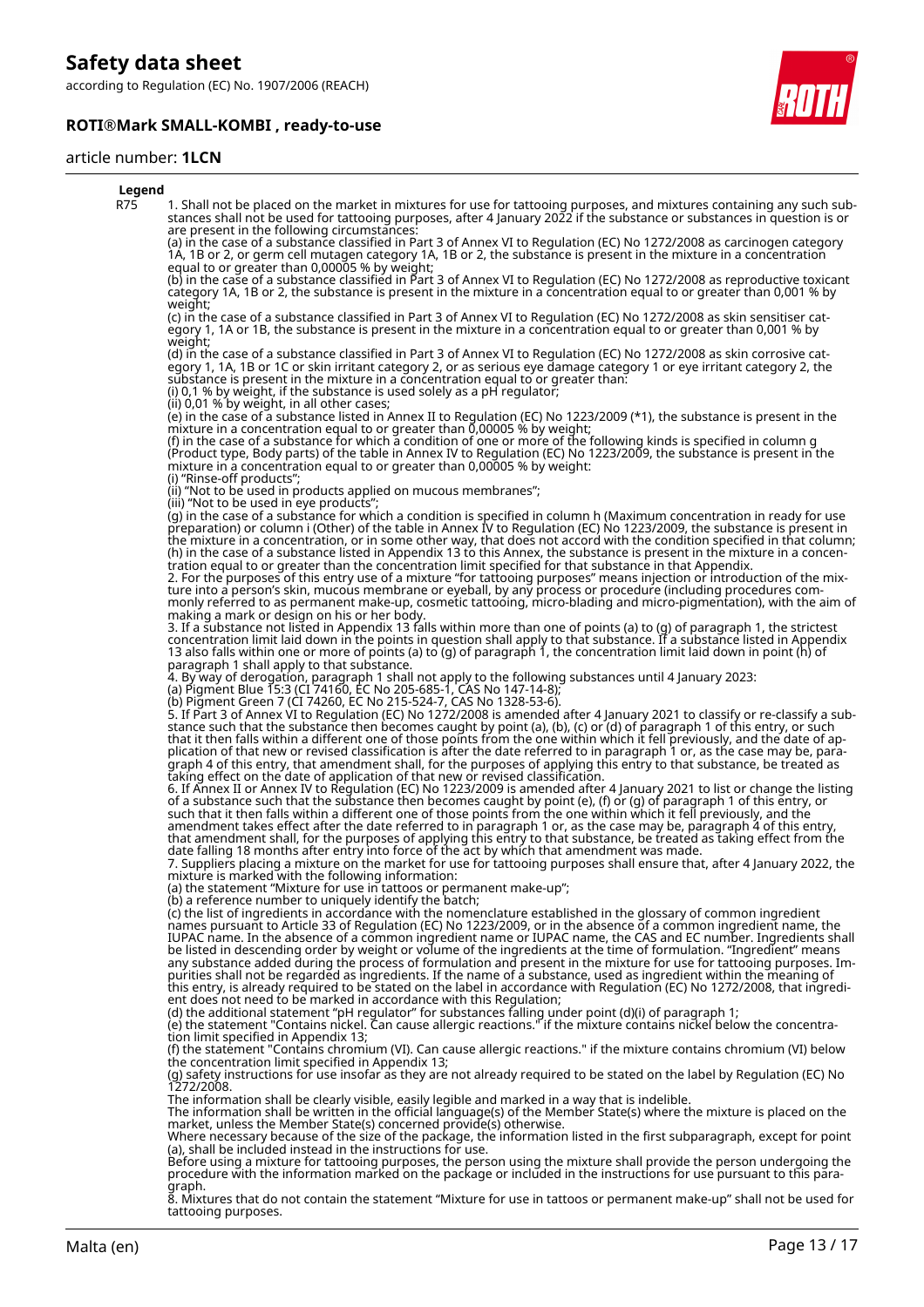**Legend**

R75 1. Shall not be placed on the market in mixtures for use for tattooing purposes, and mixtures containing any such substances shall not be used for tattooing purposes, after 4 January 2022 if the substance or substances in question is or are present in the following circumstances:
(a) in the case of a substance classified in Part 3 of Annex VI to Regulation (EC) No 1272/2008 as carcinogen category 1A, 1B or 2, or germ cell mutagen category 1A, 1B or 2, the substance is present in the mixture in a concentration equal to or greater than 0,00005 % by weight;
(b) in the case of a substance classified in Part 3 of Annex VI to Regulation (EC) No 1272/2008 as reproductive toxicant category 1A, 1B or 2, the substance is present in the mixture in a concentration equal to or greater than 0,001 % by weight;
(c) in the case of a substance classified in Part 3 of Annex VI to Regulation (EC) No 1272/2008 as skin sensitiser category 1, 1A or 1B, the substance is present in the mixture in a concentration equal to or greater than 0,001 % by weight;
(d) in the case of a substance classified in Part 3 of Annex VI to Regulation (EC) No 1272/2008 as skin corrosive category 1, 1A, 1B or 1C or skin irritant category 2, or as serious eye damage category 1 or eye irritant category 2, the substance is present in the mixture in a concentration equal to or greater than:
(i) 0,1 % by weight, if the substance is used solely as a pH regulator;
(ii) 0,01 % by weight, in all other cases;
(e) in the case of a substance listed in Annex II to Regulation (EC) No 1223/2009 (*1), the substance is present in the mixture in a concentration equal to or greater than 0,00005 % by weight;
(f) in the case of a substance for which a condition of one or more of the following kinds is specified in column g (Product type, Body parts) of the table in Annex IV to Regulation (EC) No 1223/2009, the substance is present in the mixture in a concentration equal to or greater than 0,00005 % by weight:
(i) "Rinse-off products";
(ii) "Not to be used in products applied on mucous membranes";
(iii) "Not to be used in eye products";
(g) in the case of a substance for which a condition is specified in column h (Maximum concentration in ready for use preparation) or column i (Other) of the table in Annex IV to Regulation (EC) No 1223/2009, the substance is present in the mixture in a concentration, or in some other way, that does not accord with the condition specified in that column;
(h) in the case of a substance listed in Appendix 13 to this Annex, the substance is present in the mixture in a concentration equal to or greater than the concentration limit specified for that substance in that Appendix.
2. For the purposes of this entry use of a mixture "for tattooing purposes" means injection or introduction of the mixture into a person's skin, mucous membrane or eyeball, by any process or procedure (including procedures commonly referred to as permanent make-up, cosmetic tattooing, micro-blading and micro-pigmentation), with the aim of making a mark or design on his or her body.
3. If a substance not listed in Appendix 13 falls within more than one of points (a) to (g) of paragraph 1, the strictest concentration limit laid down in the points in question shall apply to that substance. If a substance listed in Appendix 13 also falls within one or more of points (a) to (g) of paragraph 1, the concentration limit laid down in point (h) of paragraph 1 shall apply to that substance.
4. By way of derogation, paragraph 1 shall not apply to the following substances until 4 January 2023:
(a) Pigment Blue 15:3 (CI 74160, EC No 205-685-1, CAS No 147-14-8);
(b) Pigment Green 7 (CI 74260, EC No 215-524-7, CAS No 1328-53-6).
5. If Part 3 of Annex VI to Regulation (EC) No 1272/2008 is amended after 4 January 2021 to classify or re-classify a substance such that the substance then becomes caught by point (a), (b), (c) or (d) of paragraph 1 of this entry, or such that it then falls within a different one of those points from the one within which it fell previously, and the date of application of that new or revised classification is after the date referred to in paragraph 1 or, as the case may be, paragraph 4 of this entry, that amendment shall, for the purposes of applying this entry to that substance, be treated as taking effect on the date of application of that new or revised classification.
6. If Annex II or Annex IV to Regulation (EC) No 1223/2009 is amended after 4 January 2021 to list or change the listing of a substance such that the substance then becomes caught by point (e), (f) or (g) of paragraph 1 of this entry, or such that it then falls within a different one of those points from the one within which it fell previously, and the amendment takes effect after the date referred to in paragraph 1 or, as the case may be, paragraph 4 of this entry, that amendment shall, for the purposes of applying this entry to that substance, be treated as taking effect from the date falling 18 months after entry into force of the act by which that amendment was made.
7. Suppliers placing a mixture on the market for use for tattooing purposes shall ensure that, after 4 January 2022, the mixture is marked with the following information:
(a) the statement "Mixture for use in tattoos or permanent make-up";
(b) a reference number to uniquely identify the batch;
(c) the list of ingredients in accordance with the nomenclature established in the glossary of common ingredient names pursuant to Article 33 of Regulation (EC) No 1223/2009, or in the absence of a common ingredient name, the IUPAC name. In the absence of a common ingredient name or IUPAC name, the CAS and EC number. Ingredients shall be listed in descending order by weight or volume of the ingredients at the time of formulation. "Ingredient" means any substance added during the process of formulation and present in the mixture for use for tattooing purposes. Impurities shall not be regarded as ingredients. If the name of a substance, used as ingredient within the meaning of this entry, is already required to be stated on the label in accordance with Regulation (EC) No 1272/2008, that ingredient does not need to be marked in accordance with this Regulation;
(d) the additional statement "pH regulator" for substances falling under point (d)(i) of paragraph 1;
(e) the statement "Contains nickel. Can cause allergic reactions." if the mixture contains nickel below the concentration limit specified in Appendix 13;
(f) the statement "Contains chromium (VI). Can cause allergic reactions." if the mixture contains chromium (VI) below the concentration limit specified in Appendix 13;
(g) safety instructions for use insofar as they are not already required to be stated on the label by Regulation (EC) No 1272/2008.
The information shall be clearly visible, easily legible and marked in a way that is indelible.
The information shall be written in the official language(s) of the Member State(s) where the mixture is placed on the market, unless the Member State(s) concerned provide(s) otherwise.
Where necessary because of the size of the package, the information listed in the first subparagraph, except for point (a), shall be included instead in the instructions for use.
Before using a mixture for tattooing purposes, the person using the mixture shall provide the person undergoing the procedure with the information marked on the package or included in the instructions for use pursuant to this paragraph.
8. Mixtures that do not contain the statement "Mixture for use in tattoos or permanent make-up" shall not be used for tattooing purposes.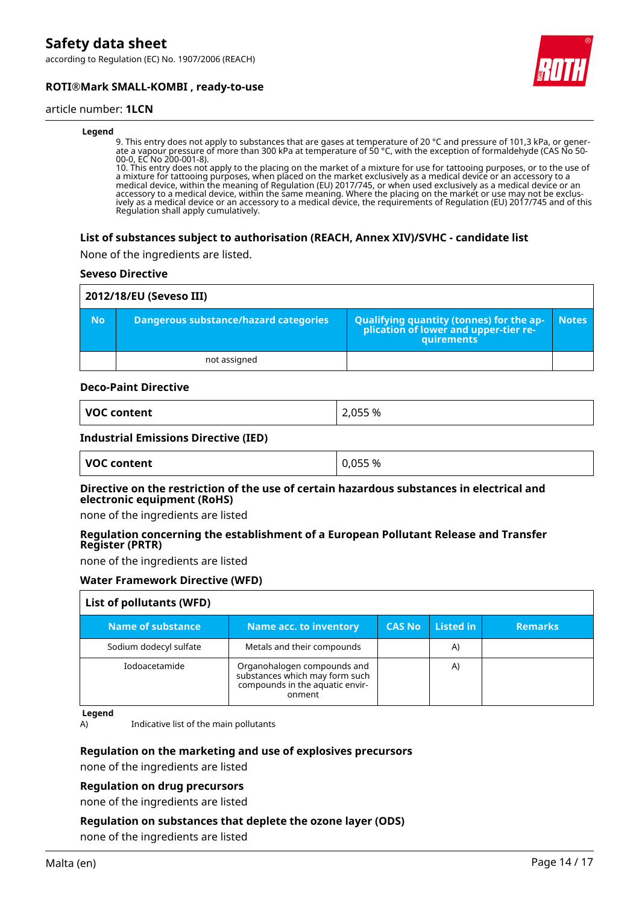**Legend**

9. This entry does not apply to substances that are gases at temperature of 20 °C and pressure of 101,3 kPa, or generate a vapour pressure of more than 300 kPa at temperature of 50 °C, with the exception of formaldehyde (CAS No 50-00-0, EC No 200-001-8).
10. This entry does not apply to the placing on the market of a mixture for use for tattooing purposes, or to the use of a mixture for tattooing purposes, when placed on the market exclusively as a medical device or an accessory to a medical device, within the meaning of Regulation (EU) 2017/745, or when used exclusively as a medical device or an accessory to a medical device, within the same meaning. Where the placing on the market or use may not be exclusively as a medical device or an accessory to a medical device, the requirements of Regulation (EU) 2017/745 and of this Regulation shall apply cumulatively.

### List of substances subject to authorisation (REACH, Annex XIV)/SVHC - candidate list

None of the ingredients are listed.

#### Seveso Directive

**2012/18/EU (Seveso III)**

| No | Dangerous substance/hazard categories | Qualifying quantity (tonnes) for the application of lower and upper-tier requirements | Notes |
|---|---|---|---|
| | not assigned | | |

#### Deco-Paint Directive

| | |
|---|---|
| **VOC content** | 2,055 % |

#### Industrial Emissions Directive (IED)

| | |
|---|---|
| **VOC content** | 0,055 % |

#### Directive on the restriction of the use of certain hazardous substances in electrical and electronic equipment (RoHS)

none of the ingredients are listed

#### Regulation concerning the establishment of a European Pollutant Release and Transfer Register (PRTR)

none of the ingredients are listed

#### Water Framework Directive (WFD)

**List of pollutants (WFD)**

| Name of substance | Name acc. to inventory | CAS No | Listed in | Remarks |
|---|---|---|---|---|
| Sodium dodecyl sulfate | Metals and their compounds | | A) | |
| Iodoacetamide | Organohalogen compounds and substances which may form such compounds in the aquatic environment | | A) | |

**Legend**

A) Indicative list of the main pollutants

#### Regulation on the marketing and use of explosives precursors

none of the ingredients are listed

#### Regulation on drug precursors

none of the ingredients are listed

#### Regulation on substances that deplete the ozone layer (ODS)

none of the ingredients are listed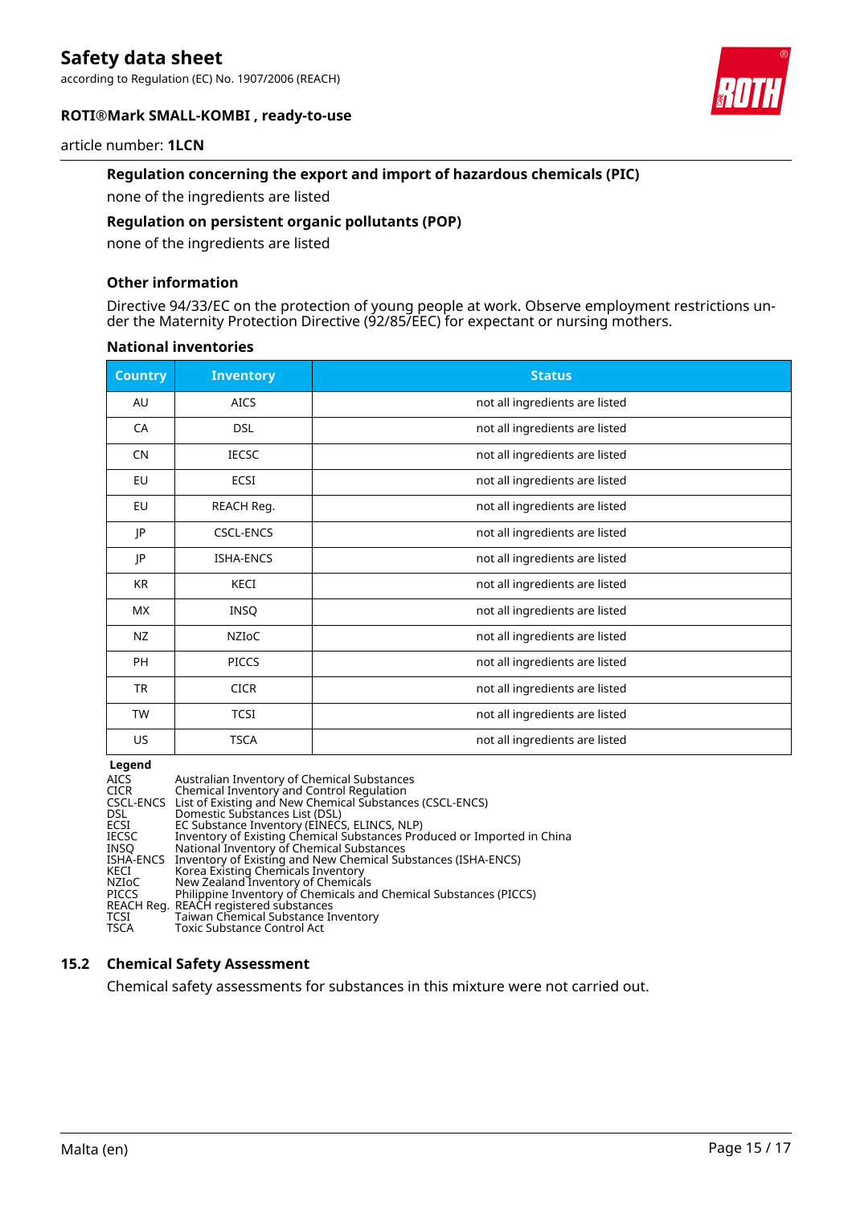#### Regulation concerning the export and import of hazardous chemicals (PIC)

none of the ingredients are listed

#### Regulation on persistent organic pollutants (POP)

none of the ingredients are listed

#### Other information

Directive 94/33/EC on the protection of young people at work. Observe employment restrictions under the Maternity Protection Directive (92/85/EEC) for expectant or nursing mothers.

#### National inventories

| Country | Inventory | Status |
|---|---|---|
| AU | AICS | not all ingredients are listed |
| CA | DSL | not all ingredients are listed |
| CN | IECSC | not all ingredients are listed |
| EU | ECSI | not all ingredients are listed |
| EU | REACH Reg. | not all ingredients are listed |
| JP | CSCL-ENCS | not all ingredients are listed |
| JP | ISHA-ENCS | not all ingredients are listed |
| KR | KECI | not all ingredients are listed |
| MX | INSQ | not all ingredients are listed |
| NZ | NZIoC | not all ingredients are listed |
| PH | PICCS | not all ingredients are listed |
| TR | CICR | not all ingredients are listed |
| TW | TCSI | not all ingredients are listed |
| US | TSCA | not all ingredients are listed |

**Legend**

| | |
|---|---|
| AICS | Australian Inventory of Chemical Substances |
| CICR | Chemical Inventory and Control Regulation |
| CSCL-ENCS | List of Existing and New Chemical Substances (CSCL-ENCS) |
| DSL | Domestic Substances List (DSL) |
| ECSI | EC Substance Inventory (EINECS, ELINCS, NLP) |
| IECSC | Inventory of Existing Chemical Substances Produced or Imported in China |
| INSQ | National Inventory of Chemical Substances |
| ISHA-ENCS | Inventory of Existing and New Chemical Substances (ISHA-ENCS) |
| KECI | Korea Existing Chemicals Inventory |
| NZIoC | New Zealand Inventory of Chemicals |
| PICCS | Philippine Inventory of Chemicals and Chemical Substances (PICCS) |
| REACH Reg. | REACH registered substances |
| TCSI | Taiwan Chemical Substance Inventory |
| TSCA | Toxic Substance Control Act |

### 15.2 Chemical Safety Assessment

Chemical safety assessments for substances in this mixture were not carried out.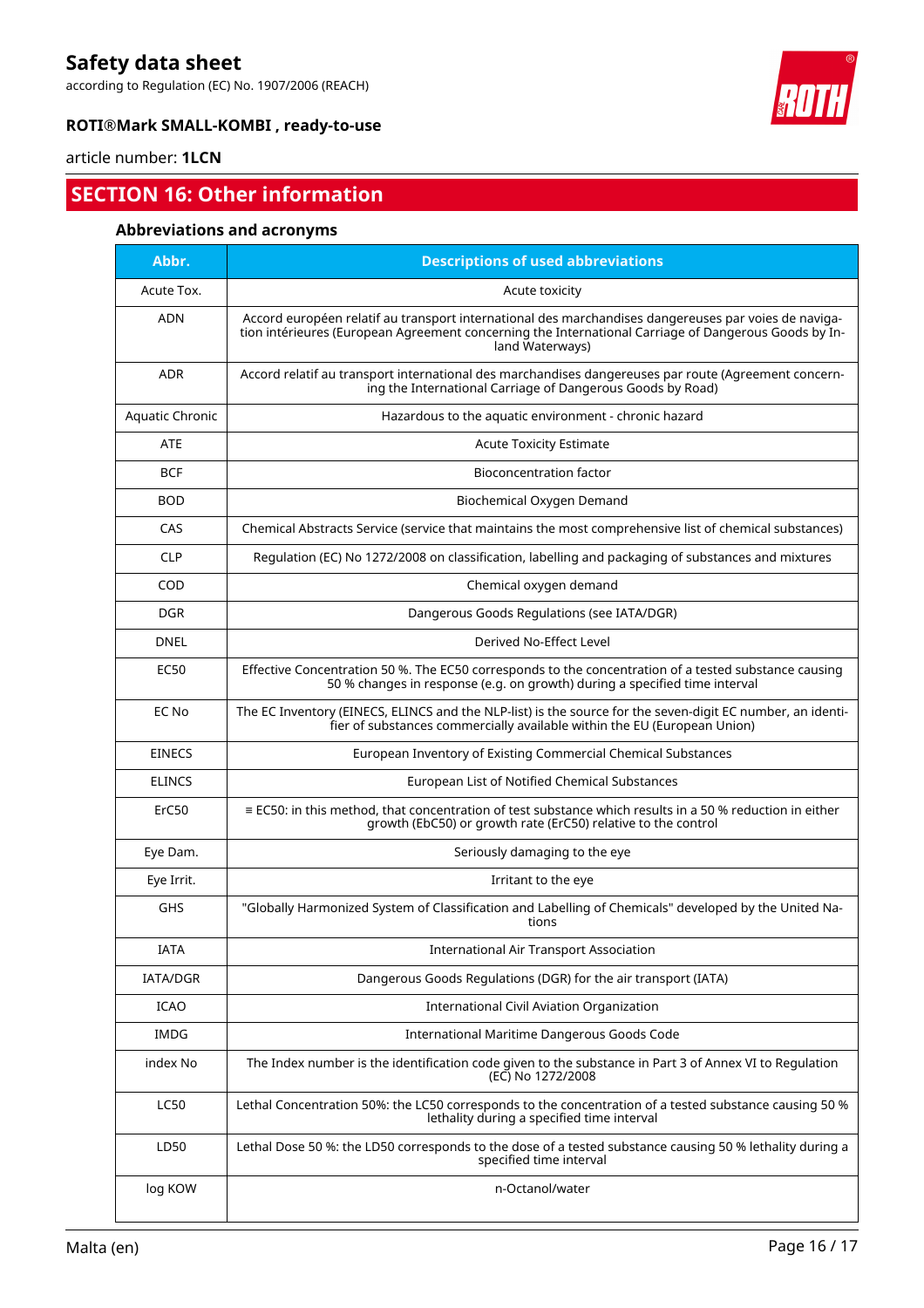## SECTION 16: Other information

### Abbreviations and acronyms

| Abbr. | Descriptions of used abbreviations |
|---|---|
| Acute Tox. | Acute toxicity |
| ADN | Accord européen relatif au transport international des marchandises dangereuses par voies de navigation intérieures (European Agreement concerning the International Carriage of Dangerous Goods by Inland Waterways) |
| ADR | Accord relatif au transport international des marchandises dangereuses par route (Agreement concerning the International Carriage of Dangerous Goods by Road) |
| Aquatic Chronic | Hazardous to the aquatic environment - chronic hazard |
| ATE | Acute Toxicity Estimate |
| BCF | Bioconcentration factor |
| BOD | Biochemical Oxygen Demand |
| CAS | Chemical Abstracts Service (service that maintains the most comprehensive list of chemical substances) |
| CLP | Regulation (EC) No 1272/2008 on classification, labelling and packaging of substances and mixtures |
| COD | Chemical oxygen demand |
| DGR | Dangerous Goods Regulations (see IATA/DGR) |
| DNEL | Derived No-Effect Level |
| EC50 | Effective Concentration 50 %. The EC50 corresponds to the concentration of a tested substance causing 50 % changes in response (e.g. on growth) during a specified time interval |
| EC No | The EC Inventory (EINECS, ELINCS and the NLP-list) is the source for the seven-digit EC number, an identifier of substances commercially available within the EU (European Union) |
| EINECS | European Inventory of Existing Commercial Chemical Substances |
| ELINCS | European List of Notified Chemical Substances |
| ErC50 | ≡ EC50: in this method, that concentration of test substance which results in a 50 % reduction in either growth (EbC50) or growth rate (ErC50) relative to the control |
| Eye Dam. | Seriously damaging to the eye |
| Eye Irrit. | Irritant to the eye |
| GHS | "Globally Harmonized System of Classification and Labelling of Chemicals" developed by the United Nations |
| IATA | International Air Transport Association |
| IATA/DGR | Dangerous Goods Regulations (DGR) for the air transport (IATA) |
| ICAO | International Civil Aviation Organization |
| IMDG | International Maritime Dangerous Goods Code |
| index No | The Index number is the identification code given to the substance in Part 3 of Annex VI to Regulation (EC) No 1272/2008 |
| LC50 | Lethal Concentration 50%: the LC50 corresponds to the concentration of a tested substance causing 50 % lethality during a specified time interval |
| LD50 | Lethal Dose 50 %: the LD50 corresponds to the dose of a tested substance causing 50 % lethality during a specified time interval |
| log KOW | n-Octanol/water |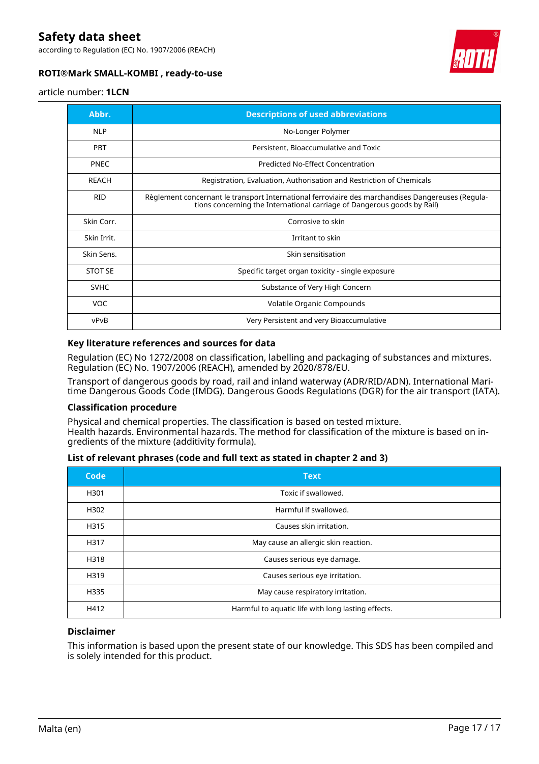| Abbr. | Descriptions of used abbreviations |
|---|---|
| NLP | No-Longer Polymer |
| PBT | Persistent, Bioaccumulative and Toxic |
| PNEC | Predicted No-Effect Concentration |
| REACH | Registration, Evaluation, Authorisation and Restriction of Chemicals |
| RID | Règlement concernant le transport International ferroviaire des marchandises Dangereuses (Regulations concerning the International carriage of Dangerous goods by Rail) |
| Skin Corr. | Corrosive to skin |
| Skin Irrit. | Irritant to skin |
| Skin Sens. | Skin sensitisation |
| STOT SE | Specific target organ toxicity - single exposure |
| SVHC | Substance of Very High Concern |
| VOC | Volatile Organic Compounds |
| vPvB | Very Persistent and very Bioaccumulative |

### Key literature references and sources for data

Regulation (EC) No 1272/2008 on classification, labelling and packaging of substances and mixtures. Regulation (EC) No. 1907/2006 (REACH), amended by 2020/878/EU.

Transport of dangerous goods by road, rail and inland waterway (ADR/RID/ADN). International Maritime Dangerous Goods Code (IMDG). Dangerous Goods Regulations (DGR) for the air transport (IATA).

### Classification procedure

Physical and chemical properties. The classification is based on tested mixture.
Health hazards. Environmental hazards. The method for classification of the mixture is based on ingredients of the mixture (additivity formula).

### List of relevant phrases (code and full text as stated in chapter 2 and 3)

| Code | Text |
|---|---|
| H301 | Toxic if swallowed. |
| H302 | Harmful if swallowed. |
| H315 | Causes skin irritation. |
| H317 | May cause an allergic skin reaction. |
| H318 | Causes serious eye damage. |
| H319 | Causes serious eye irritation. |
| H335 | May cause respiratory irritation. |
| H412 | Harmful to aquatic life with long lasting effects. |

### Disclaimer

This information is based upon the present state of our knowledge. This SDS has been compiled and is solely intended for this product.